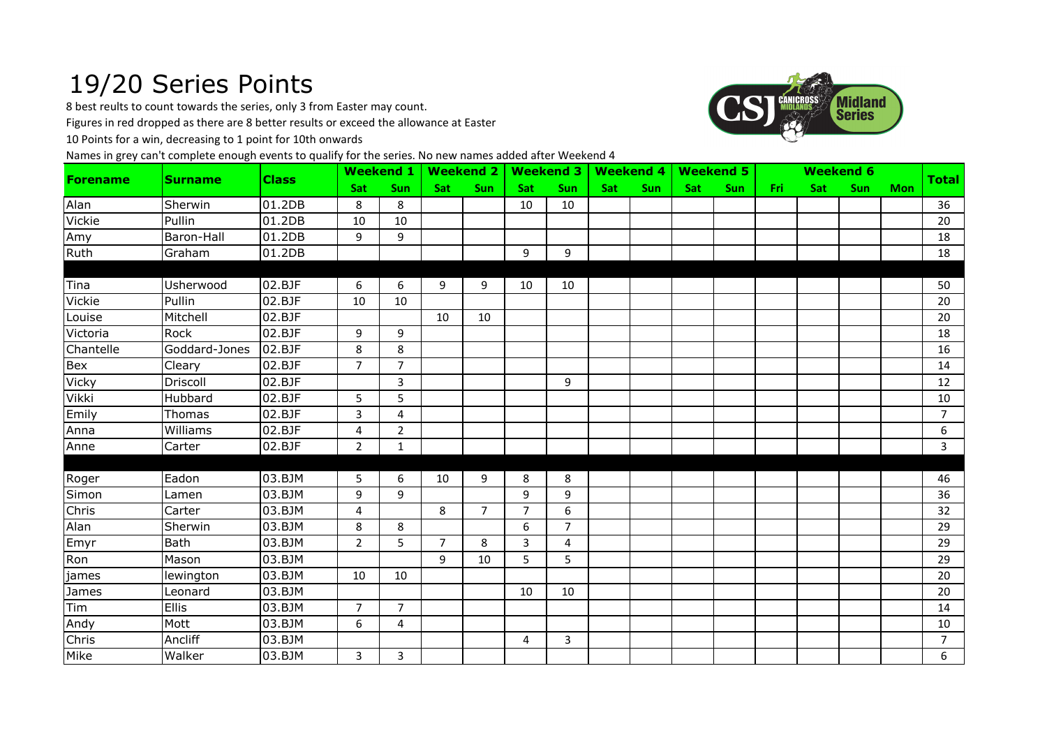# 19/20 Series Points

8 best reults to count towards the series, only 3 from Easter may count.

Figures in red dropped as there are 8 better results or exceed the allowance at Easter

10 Points for a win, decreasing to 1 point for 10th onwards

Names in grey can't complete enough events to qualify for the series. No new names added after Weekend 4

| Forename | Surname | Class | Weekend 1 | | Weekend 2 | | Weekend 3 | | Weekend 4 | | Weekend 5 | | Weekend 6 | | | | Total |
|---|---|---|---|---|---|---|---|---|---|---|---|---|---|---|---|---|---|
| | | | Sat | Sun | Sat | Sun | Sat | Sun | Sat | Sun | Sat | Sun | Fri | Sat | Sun | Mon | |
| Alan | Sherwin | 01.2DB | 8 | 8 | | | 10 | 10 | | | | | | | | | 36 |
| Vickie | Pullin | 01.2DB | 10 | 10 | | | | | | | | | | | | | 20 |
| Amy | Baron-Hall | 01.2DB | 9 | 9 | | | | | | | | | | | | | 18 |
| Ruth | Graham | 01.2DB | | | | | 9 | 9 | | | | | | | | | 18 |
| | | | | | | | | | | | | | | | | | |
| Tina | Usherwood | 02.BJF | 6 | 6 | 9 | 9 | 10 | 10 | | | | | | | | | 50 |
| Vickie | Pullin | 02.BJF | 10 | 10 | | | | | | | | | | | | | 20 |
| Louise | Mitchell | 02.BJF | | | 10 | 10 | | | | | | | | | | | 20 |
| Victoria | Rock | 02.BJF | 9 | 9 | | | | | | | | | | | | | 18 |
| Chantelle | Goddard-Jones | 02.BJF | 8 | 8 | | | | | | | | | | | | | 16 |
| Bex | Cleary | 02.BJF | 7 | 7 | | | | | | | | | | | | | 14 |
| Vicky | Driscoll | 02.BJF | | 3 | | | | 9 | | | | | | | | | 12 |
| Vikki | Hubbard | 02.BJF | 5 | 5 | | | | | | | | | | | | | 10 |
| Emily | Thomas | 02.BJF | 3 | 4 | | | | | | | | | | | | | 7 |
| Anna | Williams | 02.BJF | 4 | 2 | | | | | | | | | | | | | 6 |
| Anne | Carter | 02.BJF | 2 | 1 | | | | | | | | | | | | | 3 |
| | | | | | | | | | | | | | | | | | |
| Roger | Eadon | 03.BJM | 5 | 6 | 10 | 9 | 8 | 8 | | | | | | | | | 46 |
| Simon | Lamen | 03.BJM | 9 | 9 | | | 9 | 9 | | | | | | | | | 36 |
| Chris | Carter | 03.BJM | 4 | | 8 | 7 | 7 | 6 | | | | | | | | | 32 |
| Alan | Sherwin | 03.BJM | 8 | 8 | | | 6 | 7 | | | | | | | | | 29 |
| Emyr | Bath | 03.BJM | 2 | 5 | 7 | 8 | 3 | 4 | | | | | | | | | 29 |
| Ron | Mason | 03.BJM | | | 9 | 10 | 5 | 5 | | | | | | | | | 29 |
| james | lewington | 03.BJM | 10 | 10 | | | | | | | | | | | | | 20 |
| James | Leonard | 03.BJM | | | | | 10 | 10 | | | | | | | | | 20 |
| Tim | Ellis | 03.BJM | 7 | 7 | | | | | | | | | | | | | 14 |
| Andy | Mott | 03.BJM | 6 | 4 | | | | | | | | | | | | | 10 |
| Chris | Ancliff | 03.BJM | | | | | 4 | 3 | | | | | | | | | 7 |
| Mike | Walker | 03.BJM | 3 | 3 | | | | | | | | | | | | | 6 |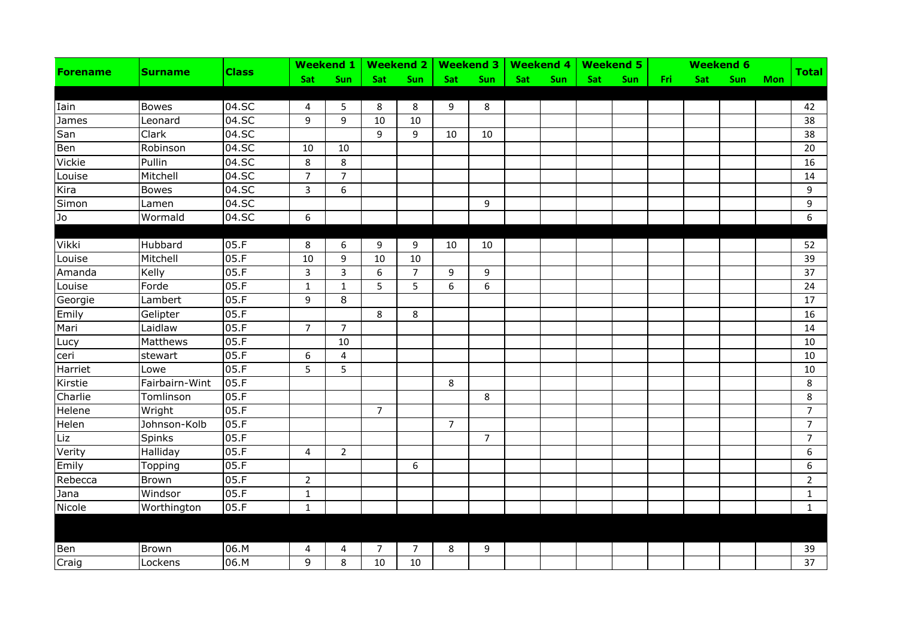| Forename | Surname | Class | Weekend 1 | | Weekend 2 | | Weekend 3 | | Weekend 4 | | Weekend 5 | | Weekend 6 | | | | Total |
|---|---|---|---|---|---|---|---|---|---|---|---|---|---|---|---|---|---|
| | | | Sat | Sun | Sat | Sun | Sat | Sun | Sat | Sun | Sat | Sun | Fri | Sat | Sun | Mon | |
| | | | | | | | | | | | | | | | | | |
| Iain | Bowes | 04.SC | 4 | 5 | 8 | 8 | 9 | 8 | | | | | | | | | 42 |
| James | Leonard | 04.SC | 9 | 9 | 10 | 10 | | | | | | | | | | | 38 |
| San | Clark | 04.SC | | | 9 | 9 | 10 | 10 | | | | | | | | | 38 |
| Ben | Robinson | 04.SC | 10 | 10 | | | | | | | | | | | | | 20 |
| Vickie | Pullin | 04.SC | 8 | 8 | | | | | | | | | | | | | 16 |
| Louise | Mitchell | 04.SC | 7 | 7 | | | | | | | | | | | | | 14 |
| Kira | Bowes | 04.SC | 3 | 6 | | | | | | | | | | | | | 9 |
| Simon | Lamen | 04.SC | | | | | | 9 | | | | | | | | | 9 |
| Jo | Wormald | 04.SC | 6 | | | | | | | | | | | | | | 6 |
| | | | | | | | | | | | | | | | | | |
| Vikki | Hubbard | 05.F | 8 | 6 | 9 | 9 | 10 | 10 | | | | | | | | | 52 |
| Louise | Mitchell | 05.F | 10 | 9 | 10 | 10 | | | | | | | | | | | 39 |
| Amanda | Kelly | 05.F | 3 | 3 | 6 | 7 | 9 | 9 | | | | | | | | | 37 |
| Louise | Forde | 05.F | 1 | 1 | 5 | 5 | 6 | 6 | | | | | | | | | 24 |
| Georgie | Lambert | 05.F | 9 | 8 | | | | | | | | | | | | | 17 |
| Emily | Gelipter | 05.F | | | 8 | 8 | | | | | | | | | | | 16 |
| Mari | Laidlaw | 05.F | 7 | 7 | | | | | | | | | | | | | 14 |
| Lucy | Matthews | 05.F | | 10 | | | | | | | | | | | | | 10 |
| ceri | stewart | 05.F | 6 | 4 | | | | | | | | | | | | | 10 |
| Harriet | Lowe | 05.F | 5 | 5 | | | | | | | | | | | | | 10 |
| Kirstie | Fairbairn-Wint | 05.F | | | | | 8 | | | | | | | | | | 8 |
| Charlie | Tomlinson | 05.F | | | | | | 8 | | | | | | | | | 8 |
| Helene | Wright | 05.F | | | 7 | | | | | | | | | | | | 7 |
| Helen | Johnson-Kolb | 05.F | | | | | 7 | | | | | | | | | | 7 |
| Liz | Spinks | 05.F | | | | | | 7 | | | | | | | | | 7 |
| Verity | Halliday | 05.F | 4 | 2 | | | | | | | | | | | | | 6 |
| Emily | Topping | 05.F | | | | 6 | | | | | | | | | | | 6 |
| Rebecca | Brown | 05.F | 2 | | | | | | | | | | | | | | 2 |
| Jana | Windsor | 05.F | 1 | | | | | | | | | | | | | | 1 |
| Nicole | Worthington | 05.F | 1 | | | | | | | | | | | | | | 1 |
| | | | | | | | | | | | | | | | | | |
| Ben | Brown | 06.M | 4 | 4 | 7 | 7 | 8 | 9 | | | | | | | | | 39 |
| Craig | Lockens | 06.M | 9 | 8 | 10 | 10 | | | | | | | | | | | 37 |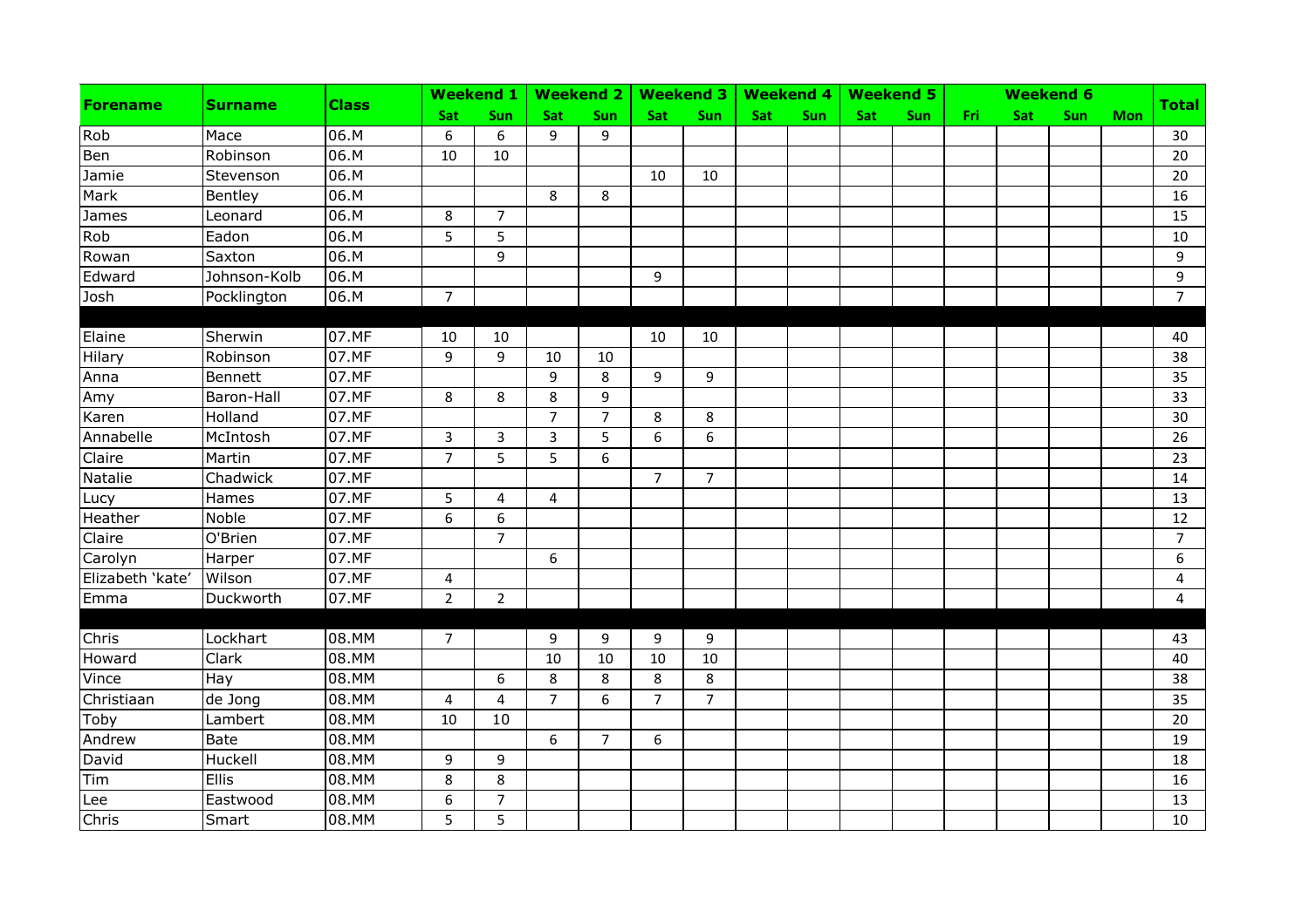| Forename | Surname | Class | Weekend 1 | | Weekend 2 | | Weekend 3 | | Weekend 4 | | Weekend 5 | | Weekend 6 | | | | Total |
|---|---|---|---|---|---|---|---|---|---|---|---|---|---|---|---|---|---|
| | | | Sat | Sun | Sat | Sun | Sat | Sun | Sat | Sun | Sat | Sun | Fri | Sat | Sun | Mon | |
| Rob | Mace | 06.M | 6 | 6 | 9 | 9 | | | | | | | | | | | 30 |
| Ben | Robinson | 06.M | 10 | 10 | | | | | | | | | | | | | 20 |
| Jamie | Stevenson | 06.M | | | | | 10 | 10 | | | | | | | | | 20 |
| Mark | Bentley | 06.M | | | 8 | 8 | | | | | | | | | | | 16 |
| James | Leonard | 06.M | 8 | 7 | | | | | | | | | | | | | 15 |
| Rob | Eadon | 06.M | 5 | 5 | | | | | | | | | | | | | 10 |
| Rowan | Saxton | 06.M | | 9 | | | | | | | | | | | | | 9 |
| Edward | Johnson-Kolb | 06.M | | | | | 9 | | | | | | | | | | 9 |
| Josh | Pocklington | 06.M | 7 | | | | | | | | | | | | | | 7 |
| | | | | | | | | | | | | | | | | | |
| Elaine | Sherwin | 07.MF | 10 | 10 | | | 10 | 10 | | | | | | | | | 40 |
| Hilary | Robinson | 07.MF | 9 | 9 | 10 | 10 | | | | | | | | | | | 38 |
| Anna | Bennett | 07.MF | | | 9 | 8 | 9 | 9 | | | | | | | | | 35 |
| Amy | Baron-Hall | 07.MF | 8 | 8 | 8 | 9 | | | | | | | | | | | 33 |
| Karen | Holland | 07.MF | | | 7 | 7 | 8 | 8 | | | | | | | | | 30 |
| Annabelle | McIntosh | 07.MF | 3 | 3 | 3 | 5 | 6 | 6 | | | | | | | | | 26 |
| Claire | Martin | 07.MF | 7 | 5 | 5 | 6 | | | | | | | | | | | 23 |
| Natalie | Chadwick | 07.MF | | | | | 7 | 7 | | | | | | | | | 14 |
| Lucy | Hames | 07.MF | 5 | 4 | 4 | | | | | | | | | | | | 13 |
| Heather | Noble | 07.MF | 6 | 6 | | | | | | | | | | | | | 12 |
| Claire | O'Brien | 07.MF | | 7 | | | | | | | | | | | | | 7 |
| Carolyn | Harper | 07.MF | | | 6 | | | | | | | | | | | | 6 |
| Elizabeth 'kate' | Wilson | 07.MF | 4 | | | | | | | | | | | | | | 4 |
| Emma | Duckworth | 07.MF | 2 | 2 | | | | | | | | | | | | | 4 |
| | | | | | | | | | | | | | | | | | |
| Chris | Lockhart | 08.MM | 7 | | 9 | 9 | 9 | 9 | | | | | | | | | 43 |
| Howard | Clark | 08.MM | | | 10 | 10 | 10 | 10 | | | | | | | | | 40 |
| Vince | Hay | 08.MM | | 6 | 8 | 8 | 8 | 8 | | | | | | | | | 38 |
| Christiaan | de Jong | 08.MM | 4 | 4 | 7 | 6 | 7 | 7 | | | | | | | | | 35 |
| Toby | Lambert | 08.MM | 10 | 10 | | | | | | | | | | | | | 20 |
| Andrew | Bate | 08.MM | | | 6 | 7 | 6 | | | | | | | | | | 19 |
| David | Huckell | 08.MM | 9 | 9 | | | | | | | | | | | | | 18 |
| Tim | Ellis | 08.MM | 8 | 8 | | | | | | | | | | | | | 16 |
| Lee | Eastwood | 08.MM | 6 | 7 | | | | | | | | | | | | | 13 |
| Chris | Smart | 08.MM | 5 | 5 | | | | | | | | | | | | | 10 |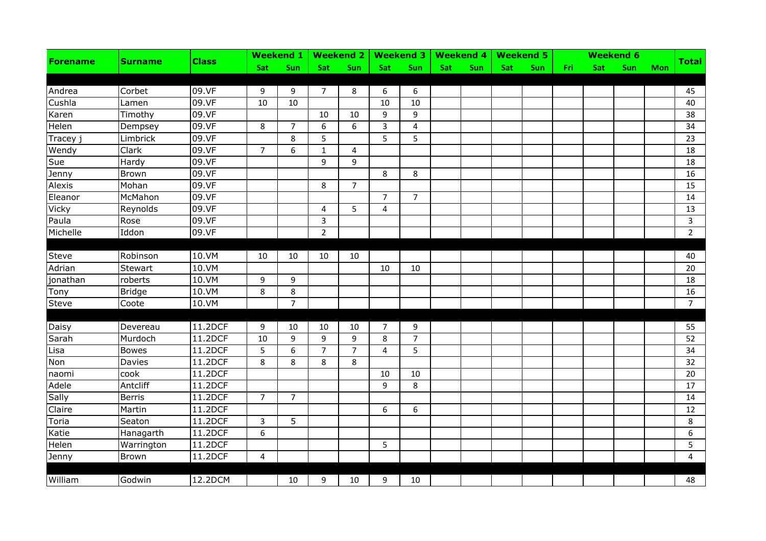| Forename | Surname | Class | Weekend 1 | | Weekend 2 | | Weekend 3 | | Weekend 4 | | Weekend 5 | | Weekend 6 | | | | Total |
|---|---|---|---|---|---|---|---|---|---|---|---|---|---|---|---|---|---|
| | | | Sat | Sun | Sat | Sun | Sat | Sun | Sat | Sun | Sat | Sun | Fri | Sat | Sun | Mon | |
| | | | | | | | | | | | | | | | | | |
| Andrea | Corbet | 09.VF | 9 | 9 | 7 | 8 | 6 | 6 | | | | | | | | | 45 |
| Cushla | Lamen | 09.VF | 10 | 10 | | | 10 | 10 | | | | | | | | | 40 |
| Karen | Timothy | 09.VF | | | 10 | 10 | 9 | 9 | | | | | | | | | 38 |
| Helen | Dempsey | 09.VF | 8 | 7 | 6 | 6 | 3 | 4 | | | | | | | | | 34 |
| Tracey j | Limbrick | 09.VF | | 8 | 5 | | 5 | 5 | | | | | | | | | 23 |
| Wendy | Clark | 09.VF | 7 | 6 | 1 | 4 | | | | | | | | | | | 18 |
| Sue | Hardy | 09.VF | | | 9 | 9 | | | | | | | | | | | 18 |
| Jenny | Brown | 09.VF | | | | | 8 | 8 | | | | | | | | | 16 |
| Alexis | Mohan | 09.VF | | | 8 | 7 | | | | | | | | | | | 15 |
| Eleanor | McMahon | 09.VF | | | | | 7 | 7 | | | | | | | | | 14 |
| Vicky | Reynolds | 09.VF | | | 4 | 5 | 4 | | | | | | | | | | 13 |
| Paula | Rose | 09.VF | | | 3 | | | | | | | | | | | | 3 |
| Michelle | Iddon | 09.VF | | | 2 | | | | | | | | | | | | 2 |
| | | | | | | | | | | | | | | | | | |
| Steve | Robinson | 10.VM | 10 | 10 | 10 | 10 | | | | | | | | | | | 40 |
| Adrian | Stewart | 10.VM | | | | | 10 | 10 | | | | | | | | | 20 |
| jonathan | roberts | 10.VM | 9 | 9 | | | | | | | | | | | | | 18 |
| Tony | Bridge | 10.VM | 8 | 8 | | | | | | | | | | | | | 16 |
| Steve | Coote | 10.VM | | 7 | | | | | | | | | | | | | 7 |
| | | | | | | | | | | | | | | | | | |
| Daisy | Devereau | 11.2DCF | 9 | 10 | 10 | 10 | 7 | 9 | | | | | | | | | 55 |
| Sarah | Murdoch | 11.2DCF | 10 | 9 | 9 | 9 | 8 | 7 | | | | | | | | | 52 |
| Lisa | Bowes | 11.2DCF | 5 | 6 | 7 | 7 | 4 | 5 | | | | | | | | | 34 |
| Non | Davies | 11.2DCF | 8 | 8 | 8 | 8 | | | | | | | | | | | 32 |
| naomi | cook | 11.2DCF | | | | | 10 | 10 | | | | | | | | | 20 |
| Adele | Antcliff | 11.2DCF | | | | | 9 | 8 | | | | | | | | | 17 |
| Sally | Berris | 11.2DCF | 7 | 7 | | | | | | | | | | | | | 14 |
| Claire | Martin | 11.2DCF | | | | | 6 | 6 | | | | | | | | | 12 |
| Toria | Seaton | 11.2DCF | 3 | 5 | | | | | | | | | | | | | 8 |
| Katie | Hanagarth | 11.2DCF | 6 | | | | | | | | | | | | | | 6 |
| Helen | Warrington | 11.2DCF | | | | | 5 | | | | | | | | | | 5 |
| Jenny | Brown | 11.2DCF | 4 | | | | | | | | | | | | | | 4 |
| | | | | | | | | | | | | | | | | | |
| William | Godwin | 12.2DCM | | 10 | 9 | 10 | 9 | 10 | | | | | | | | | 48 |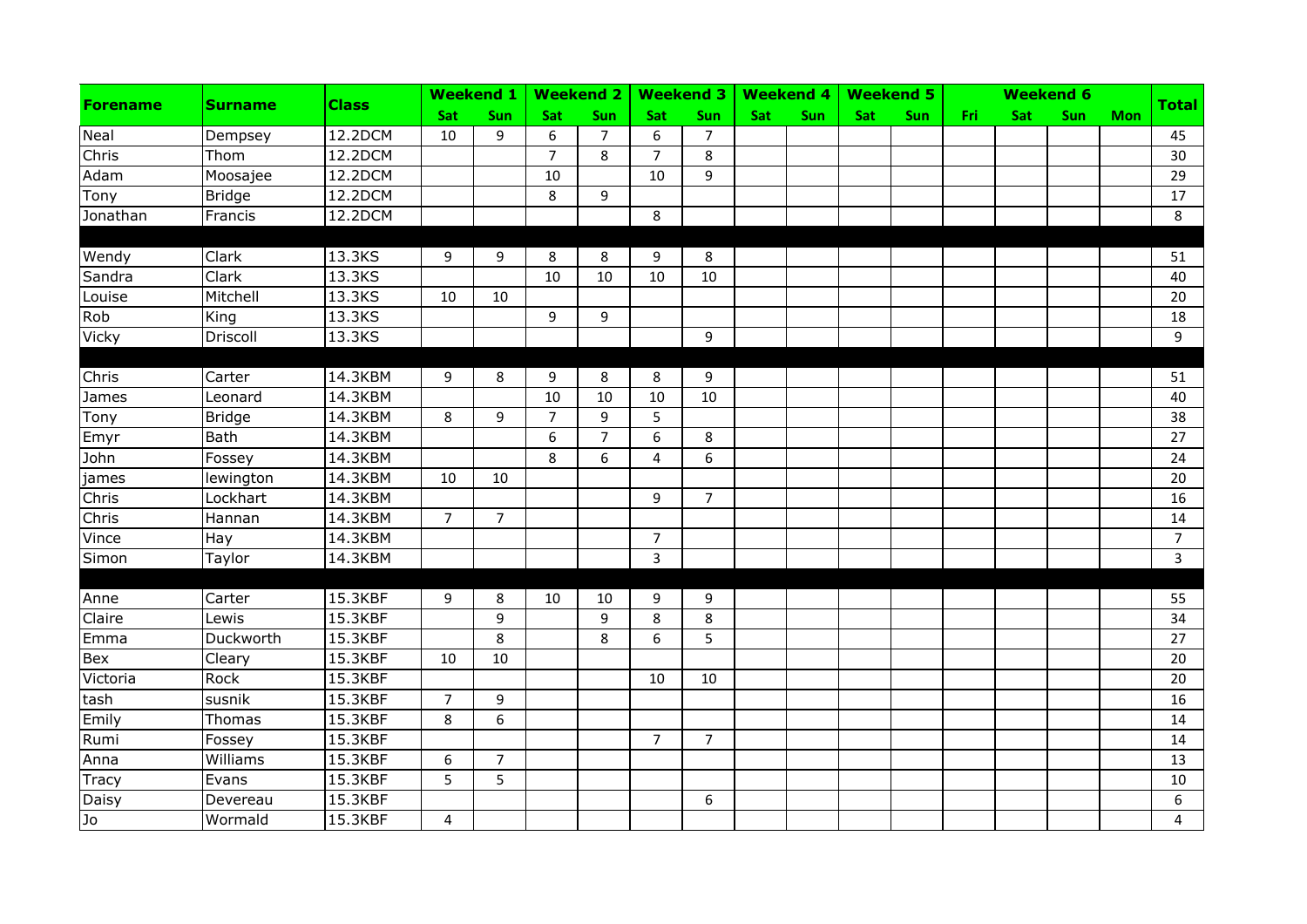| Forename | Surname | Class | Weekend 1 | | Weekend 2 | | Weekend 3 | | Weekend 4 | | Weekend 5 | | Weekend 6 | | | | Total |
|---|---|---|---|---|---|---|---|---|---|---|---|---|---|---|---|---|---|
| | | | Sat | Sun | Sat | Sun | Sat | Sun | Sat | Sun | Sat | Sun | Fri | Sat | Sun | Mon | |
| Neal | Dempsey | 12.2DCM | 10 | 9 | 6 | 7 | 6 | 7 | | | | | | | | | 45 |
| Chris | Thom | 12.2DCM | | | 7 | 8 | 7 | 8 | | | | | | | | | 30 |
| Adam | Moosajee | 12.2DCM | | | 10 | | 10 | 9 | | | | | | | | | 29 |
| Tony | Bridge | 12.2DCM | | | 8 | 9 | | | | | | | | | | | 17 |
| Jonathan | Francis | 12.2DCM | | | | | 8 | | | | | | | | | | 8 |
| | | | | | | | | | | | | | | | | | |
| Wendy | Clark | 13.3KS | 9 | 9 | 8 | 8 | 9 | 8 | | | | | | | | | 51 |
| Sandra | Clark | 13.3KS | | | 10 | 10 | 10 | 10 | | | | | | | | | 40 |
| Louise | Mitchell | 13.3KS | 10 | 10 | | | | | | | | | | | | | 20 |
| Rob | King | 13.3KS | | | 9 | 9 | | | | | | | | | | | 18 |
| Vicky | Driscoll | 13.3KS | | | | | | 9 | | | | | | | | | 9 |
| | | | | | | | | | | | | | | | | | |
| Chris | Carter | 14.3KBM | 9 | 8 | 9 | 8 | 8 | 9 | | | | | | | | | 51 |
| James | Leonard | 14.3KBM | | | 10 | 10 | 10 | 10 | | | | | | | | | 40 |
| Tony | Bridge | 14.3KBM | 8 | 9 | 7 | 9 | 5 | | | | | | | | | | 38 |
| Emyr | Bath | 14.3KBM | | | 6 | 7 | 6 | 8 | | | | | | | | | 27 |
| John | Fossey | 14.3KBM | | | 8 | 6 | 4 | 6 | | | | | | | | | 24 |
| james | lewington | 14.3KBM | 10 | 10 | | | | | | | | | | | | | 20 |
| Chris | Lockhart | 14.3KBM | | | | | 9 | 7 | | | | | | | | | 16 |
| Chris | Hannan | 14.3KBM | 7 | 7 | | | | | | | | | | | | | 14 |
| Vince | Hay | 14.3KBM | | | | | 7 | | | | | | | | | | 7 |
| Simon | Taylor | 14.3KBM | | | | | 3 | | | | | | | | | | 3 |
| | | | | | | | | | | | | | | | | | |
| Anne | Carter | 15.3KBF | 9 | 8 | 10 | 10 | 9 | 9 | | | | | | | | | 55 |
| Claire | Lewis | 15.3KBF | | 9 | | 9 | 8 | 8 | | | | | | | | | 34 |
| Emma | Duckworth | 15.3KBF | | 8 | | 8 | 6 | 5 | | | | | | | | | 27 |
| Bex | Cleary | 15.3KBF | 10 | 10 | | | | | | | | | | | | | 20 |
| Victoria | Rock | 15.3KBF | | | | | 10 | 10 | | | | | | | | | 20 |
| tash | susnik | 15.3KBF | 7 | 9 | | | | | | | | | | | | | 16 |
| Emily | Thomas | 15.3KBF | 8 | 6 | | | | | | | | | | | | | 14 |
| Rumi | Fossey | 15.3KBF | | | | | 7 | 7 | | | | | | | | | 14 |
| Anna | Williams | 15.3KBF | 6 | 7 | | | | | | | | | | | | | 13 |
| Tracy | Evans | 15.3KBF | 5 | 5 | | | | | | | | | | | | | 10 |
| Daisy | Devereau | 15.3KBF | | | | | | 6 | | | | | | | | | 6 |
| Jo | Wormald | 15.3KBF | 4 | | | | | | | | | | | | | | 4 |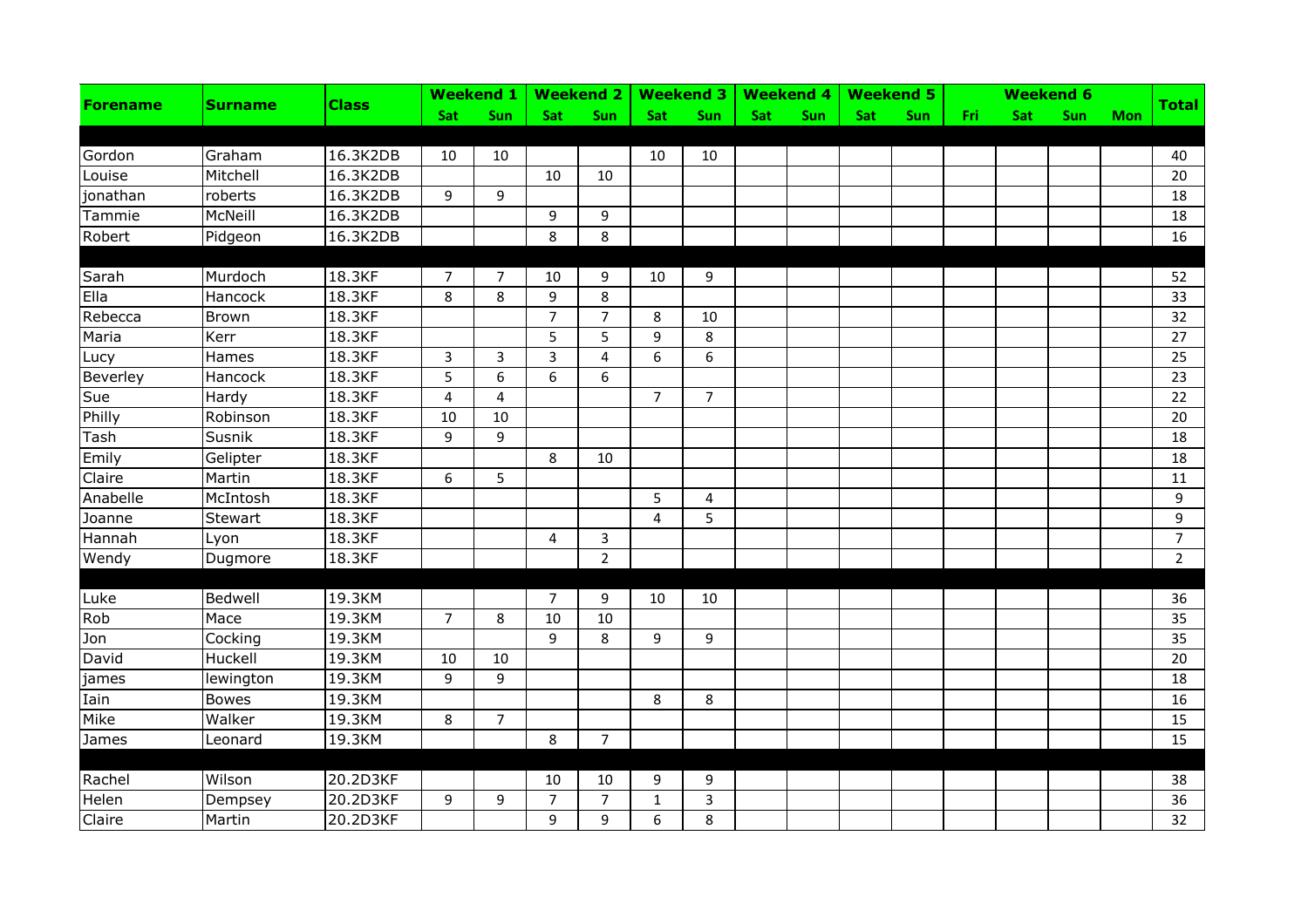| Forename | Surname | Class | Weekend 1 | | Weekend 2 | | Weekend 3 | | Weekend 4 | | Weekend 5 | | Weekend 6 | | | | Total |
|---|---|---|---|---|---|---|---|---|---|---|---|---|---|---|---|---|---|
| | | | Sat | Sun | Sat | Sun | Sat | Sun | Sat | Sun | Sat | Sun | Fri | Sat | Sun | Mon | |
| | | | | | | | | | | | | | | | | | |
| Gordon | Graham | 16.3K2DB | 10 | 10 | | | 10 | 10 | | | | | | | | | 40 |
| Louise | Mitchell | 16.3K2DB | | | 10 | 10 | | | | | | | | | | | 20 |
| jonathan | roberts | 16.3K2DB | 9 | 9 | | | | | | | | | | | | | 18 |
| Tammie | McNeill | 16.3K2DB | | | 9 | 9 | | | | | | | | | | | 18 |
| Robert | Pidgeon | 16.3K2DB | | | 8 | 8 | | | | | | | | | | | 16 |
| | | | | | | | | | | | | | | | | | |
| Sarah | Murdoch | 18.3KF | 7 | 7 | 10 | 9 | 10 | 9 | | | | | | | | | 52 |
| Ella | Hancock | 18.3KF | 8 | 8 | 9 | 8 | | | | | | | | | | | 33 |
| Rebecca | Brown | 18.3KF | | | 7 | 7 | 8 | 10 | | | | | | | | | 32 |
| Maria | Kerr | 18.3KF | | | 5 | 5 | 9 | 8 | | | | | | | | | 27 |
| Lucy | Hames | 18.3KF | 3 | 3 | 3 | 4 | 6 | 6 | | | | | | | | | 25 |
| Beverley | Hancock | 18.3KF | 5 | 6 | 6 | 6 | | | | | | | | | | | 23 |
| Sue | Hardy | 18.3KF | 4 | 4 | | | 7 | 7 | | | | | | | | | 22 |
| Philly | Robinson | 18.3KF | 10 | 10 | | | | | | | | | | | | | 20 |
| Tash | Susnik | 18.3KF | 9 | 9 | | | | | | | | | | | | | 18 |
| Emily | Gelipter | 18.3KF | | | 8 | 10 | | | | | | | | | | | 18 |
| Claire | Martin | 18.3KF | 6 | 5 | | | | | | | | | | | | | 11 |
| Anabelle | McIntosh | 18.3KF | | | | | 5 | 4 | | | | | | | | | 9 |
| Joanne | Stewart | 18.3KF | | | | | 4 | 5 | | | | | | | | | 9 |
| Hannah | Lyon | 18.3KF | | | 4 | 3 | | | | | | | | | | | 7 |
| Wendy | Dugmore | 18.3KF | | | | 2 | | | | | | | | | | | 2 |
| | | | | | | | | | | | | | | | | | |
| Luke | Bedwell | 19.3KM | | | 7 | 9 | 10 | 10 | | | | | | | | | 36 |
| Rob | Mace | 19.3KM | 7 | 8 | 10 | 10 | | | | | | | | | | | 35 |
| Jon | Cocking | 19.3KM | | | 9 | 8 | 9 | 9 | | | | | | | | | 35 |
| David | Huckell | 19.3KM | 10 | 10 | | | | | | | | | | | | | 20 |
| james | lewington | 19.3KM | 9 | 9 | | | | | | | | | | | | | 18 |
| Iain | Bowes | 19.3KM | | | | | 8 | 8 | | | | | | | | | 16 |
| Mike | Walker | 19.3KM | 8 | 7 | | | | | | | | | | | | | 15 |
| James | Leonard | 19.3KM | | | 8 | 7 | | | | | | | | | | | 15 |
| | | | | | | | | | | | | | | | | | |
| Rachel | Wilson | 20.2D3KF | | | 10 | 10 | 9 | 9 | | | | | | | | | 38 |
| Helen | Dempsey | 20.2D3KF | 9 | 9 | 7 | 7 | 1 | 3 | | | | | | | | | 36 |
| Claire | Martin | 20.2D3KF | | | 9 | 9 | 6 | 8 | | | | | | | | | 32 |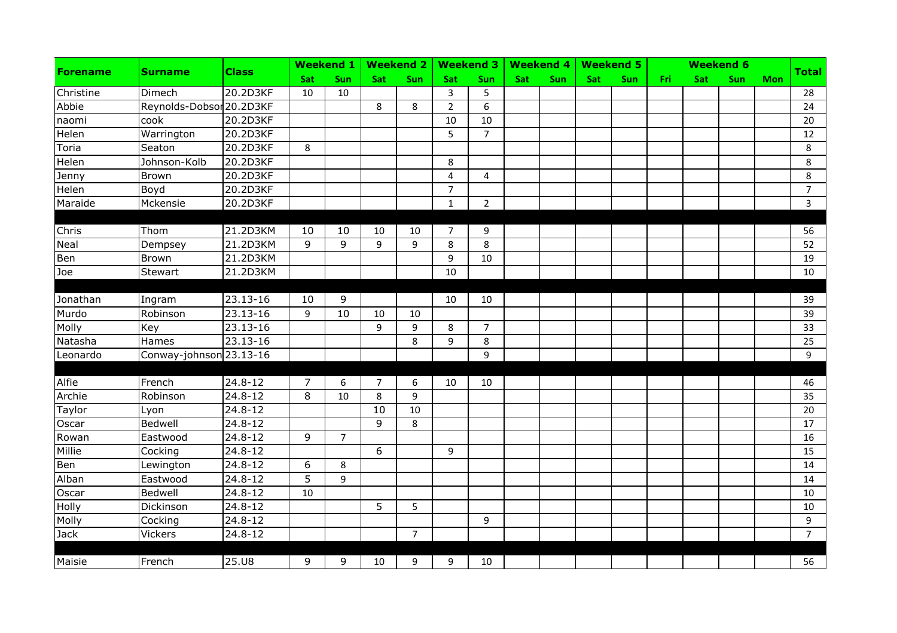| Forename | Surname | Class | Weekend 1 | | Weekend 2 | | Weekend 3 | | Weekend 4 | | Weekend 5 | | Weekend 6 | | | | Total |
|---|---|---|---|---|---|---|---|---|---|---|---|---|---|---|---|---|---|
| | | | Sat | Sun | Sat | Sun | Sat | Sun | Sat | Sun | Sat | Sun | Fri | Sat | Sun | Mon | |
| Christine | Dimech | 20.2D3KF | 10 | 10 | | | 3 | 5 | | | | | | | | | 28 |
| Abbie | Reynolds-Dobsor | 20.2D3KF | | | 8 | 8 | 2 | 6 | | | | | | | | | 24 |
| naomi | cook | 20.2D3KF | | | | | 10 | 10 | | | | | | | | | 20 |
| Helen | Warrington | 20.2D3KF | | | | | 5 | 7 | | | | | | | | | 12 |
| Toria | Seaton | 20.2D3KF | 8 | | | | | | | | | | | | | | 8 |
| Helen | Johnson-Kolb | 20.2D3KF | | | | | 8 | | | | | | | | | | 8 |
| Jenny | Brown | 20.2D3KF | | | | | 4 | 4 | | | | | | | | | 8 |
| Helen | Boyd | 20.2D3KF | | | | | 7 | | | | | | | | | | 7 |
| Maraide | Mckensie | 20.2D3KF | | | | | 1 | 2 | | | | | | | | | 3 |
| | | | | | | | | | | | | | | | | | |
| Chris | Thom | 21.2D3KM | 10 | 10 | 10 | 10 | 7 | 9 | | | | | | | | | 56 |
| Neal | Dempsey | 21.2D3KM | 9 | 9 | 9 | 9 | 8 | 8 | | | | | | | | | 52 |
| Ben | Brown | 21.2D3KM | | | | | 9 | 10 | | | | | | | | | 19 |
| Joe | Stewart | 21.2D3KM | | | | | 10 | | | | | | | | | | 10 |
| | | | | | | | | | | | | | | | | | |
| Jonathan | Ingram | 23.13-16 | 10 | 9 | | | 10 | 10 | | | | | | | | | 39 |
| Murdo | Robinson | 23.13-16 | 9 | 10 | 10 | 10 | | | | | | | | | | | 39 |
| Molly | Key | 23.13-16 | | | 9 | 9 | 8 | 7 | | | | | | | | | 33 |
| Natasha | Hames | 23.13-16 | | | | 8 | 9 | 8 | | | | | | | | | 25 |
| Leonardo | Conway-johnson | 23.13-16 | | | | | | 9 | | | | | | | | | 9 |
| | | | | | | | | | | | | | | | | | |
| Alfie | French | 24.8-12 | 7 | 6 | 7 | 6 | 10 | 10 | | | | | | | | | 46 |
| Archie | Robinson | 24.8-12 | 8 | 10 | 8 | 9 | | | | | | | | | | | 35 |
| Taylor | Lyon | 24.8-12 | | | 10 | 10 | | | | | | | | | | | 20 |
| Oscar | Bedwell | 24.8-12 | | | 9 | 8 | | | | | | | | | | | 17 |
| Rowan | Eastwood | 24.8-12 | 9 | 7 | | | | | | | | | | | | | 16 |
| Millie | Cocking | 24.8-12 | | | 6 | | 9 | | | | | | | | | | 15 |
| Ben | Lewington | 24.8-12 | 6 | 8 | | | | | | | | | | | | | 14 |
| Alban | Eastwood | 24.8-12 | 5 | 9 | | | | | | | | | | | | | 14 |
| Oscar | Bedwell | 24.8-12 | 10 | | | | | | | | | | | | | | 10 |
| Holly | Dickinson | 24.8-12 | | | 5 | 5 | | | | | | | | | | | 10 |
| Molly | Cocking | 24.8-12 | | | | | | 9 | | | | | | | | | 9 |
| Jack | Vickers | 24.8-12 | | | | 7 | | | | | | | | | | | 7 |
| | | | | | | | | | | | | | | | | | |
| Maisie | French | 25.U8 | 9 | 9 | 10 | 9 | 9 | 10 | | | | | | | | | 56 |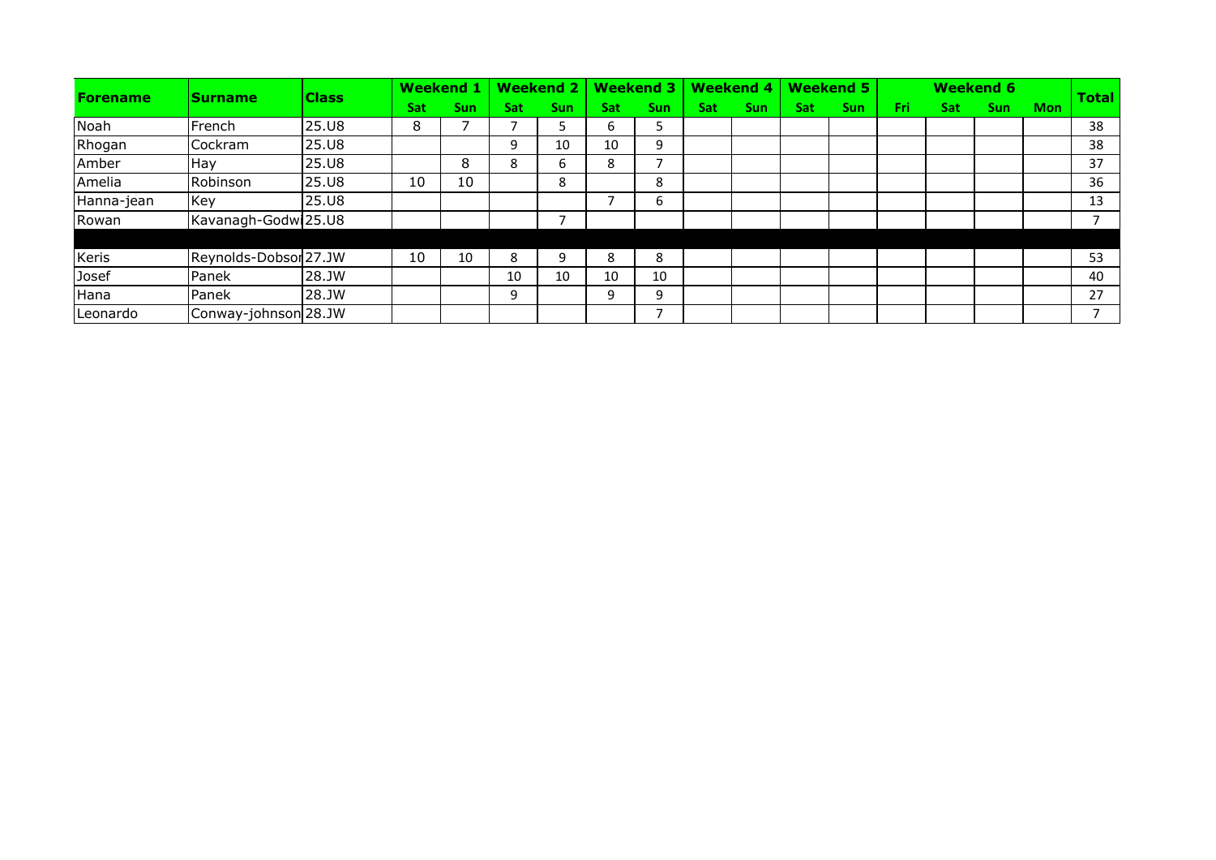| Forename | Surname | Class | Weekend 1 | | Weekend 2 | | Weekend 3 | | Weekend 4 | | Weekend 5 | | Weekend 6 | | | | Total |
|---|---|---|---|---|---|---|---|---|---|---|---|---|---|---|---|---|---|
| | | | Sat | Sun | Sat | Sun | Sat | Sun | Sat | Sun | Sat | Sun | Fri | Sat | Sun | Mon | |
| Noah | French | 25.U8 | 8 | 7 | 7 | 5 | 6 | 5 | | | | | | | | | 38 |
| Rhogan | Cockram | 25.U8 | | | 9 | 10 | 10 | 9 | | | | | | | | | 38 |
| Amber | Hay | 25.U8 | | 8 | 8 | 6 | 8 | 7 | | | | | | | | | 37 |
| Amelia | Robinson | 25.U8 | 10 | 10 | | 8 | | 8 | | | | | | | | | 36 |
| Hanna-jean | Key | 25.U8 | | | | | 7 | 6 | | | | | | | | | 13 |
| Rowan | Kavanagh-Godwi | 25.U8 | | | | 7 | | | | | | | | | | | 7 |
| | | | | | | | | | | | | | | | | | |
| Keris | Reynolds-Dobsor | 27.JW | 10 | 10 | 8 | 9 | 8 | 8 | | | | | | | | | 53 |
| Josef | Panek | 28.JW | | | 10 | 10 | 10 | 10 | | | | | | | | | 40 |
| Hana | Panek | 28.JW | | | 9 | | 9 | 9 | | | | | | | | | 27 |
| Leonardo | Conway-johnson | 28.JW | | | | | | 7 | | | | | | | | | 7 |